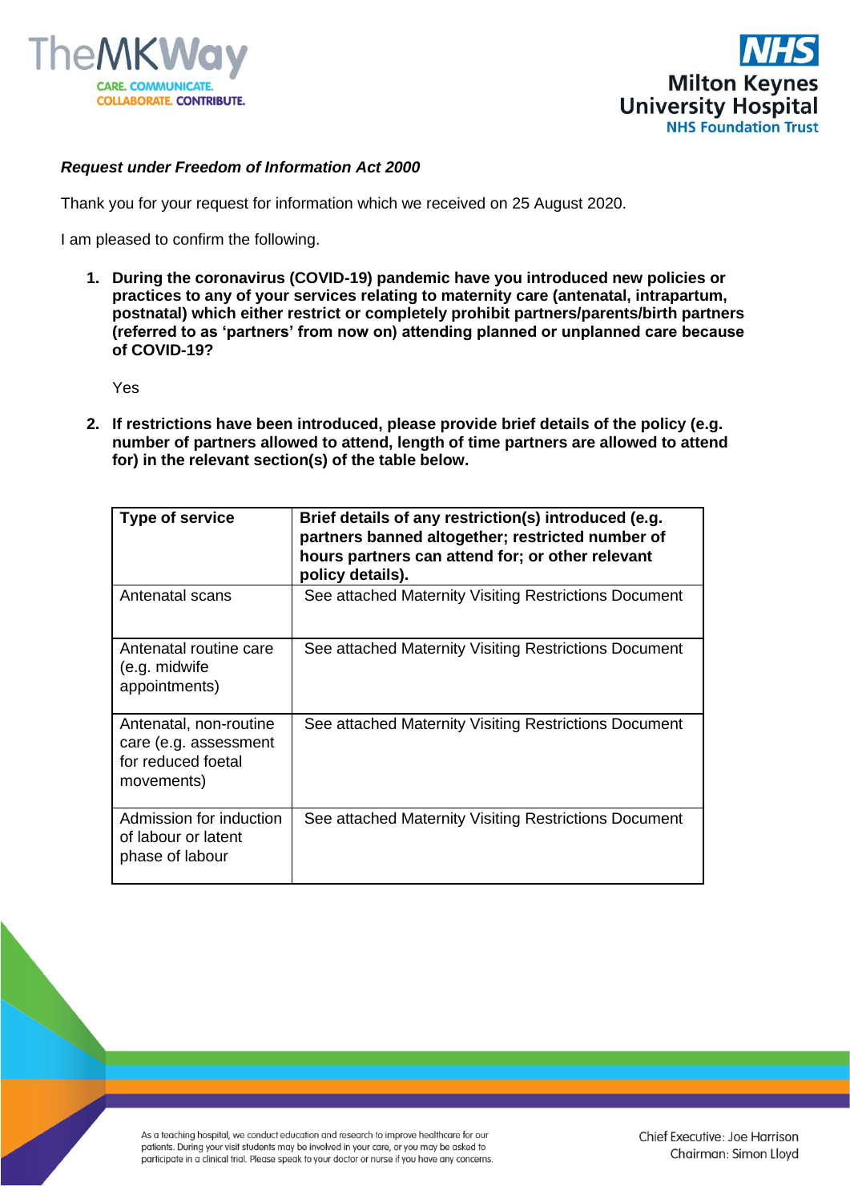***Request under Freedom of Information Act 2000***

Thank you for your request for information which we received on 25 August 2020.

I am pleased to confirm the following.

1. **During the coronavirus (COVID-19) pandemic have you introduced new policies or practices to any of your services relating to maternity care (antenatal, intrapartum, postnatal) which either restrict or completely prohibit partners/parents/birth partners (referred to as 'partners' from now on) attending planned or unplanned care because of COVID-19?**

   Yes

2. **If restrictions have been introduced, please provide brief details of the policy (e.g. number of partners allowed to attend, length of time partners are allowed to attend for) in the relevant section(s) of the table below.**

| Type of service | Brief details of any restriction(s) introduced (e.g. partners banned altogether; restricted number of hours partners can attend for; or other relevant policy details). |
|---|---|
| Antenatal scans | See attached Maternity Visiting Restrictions Document |
| Antenatal routine care (e.g. midwife appointments) | See attached Maternity Visiting Restrictions Document |
| Antenatal, non-routine care (e.g. assessment for reduced foetal movements) | See attached Maternity Visiting Restrictions Document |
| Admission for induction of labour or latent phase of labour | See attached Maternity Visiting Restrictions Document |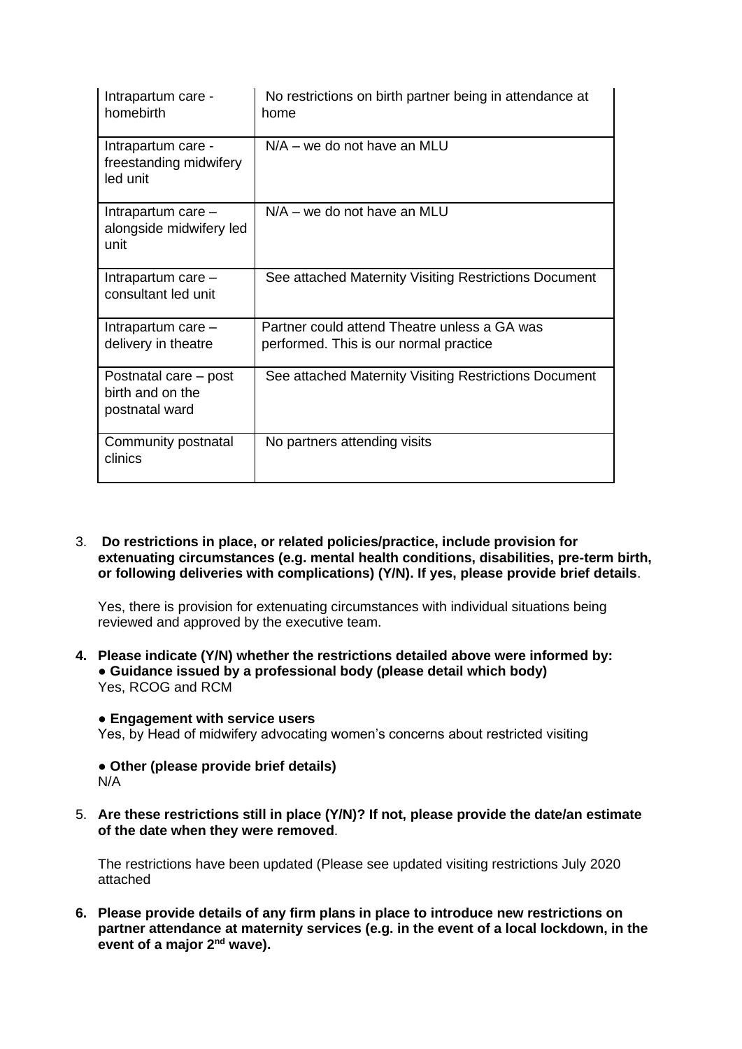| | |
|---|---|
| Intrapartum care - homebirth | No restrictions on birth partner being in attendance at home |
| Intrapartum care - freestanding midwifery led unit | N/A – we do not have an MLU |
| Intrapartum care – alongside midwifery led unit | N/A – we do not have an MLU |
| Intrapartum care – consultant led unit | See attached Maternity Visiting Restrictions Document |
| Intrapartum care – delivery in theatre | Partner could attend Theatre unless a GA was performed. This is our normal practice |
| Postnatal care – post birth and on the postnatal ward | See attached Maternity Visiting Restrictions Document |
| Community postnatal clinics | No partners attending visits |

3. **Do restrictions in place, or related policies/practice, include provision for extenuating circumstances (e.g. mental health conditions, disabilities, pre-term birth, or following deliveries with complications) (Y/N). If yes, please provide brief details**.

   Yes, there is provision for extenuating circumstances with individual situations being reviewed and approved by the executive team.

4. **Please indicate (Y/N) whether the restrictions detailed above were informed by:**
   **● Guidance issued by a professional body (please detail which body)**
   Yes, RCOG and RCM

   **● Engagement with service users**
   Yes, by Head of midwifery advocating women's concerns about restricted visiting

   **● Other (please provide brief details)**
   N/A

5. **Are these restrictions still in place (Y/N)? If not, please provide the date/an estimate of the date when they were removed**.

   The restrictions have been updated (Please see updated visiting restrictions July 2020 attached

6. **Please provide details of any firm plans in place to introduce new restrictions on partner attendance at maternity services (e.g. in the event of a local lockdown, in the event of a major 2nd wave).**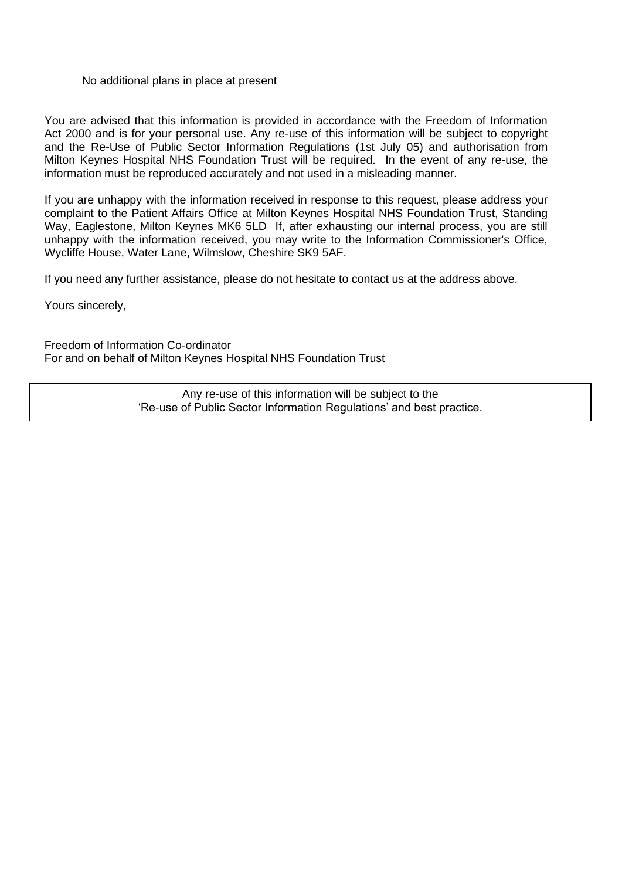No additional plans in place at present

You are advised that this information is provided in accordance with the Freedom of Information Act 2000 and is for your personal use. Any re-use of this information will be subject to copyright and the Re-Use of Public Sector Information Regulations (1st July 05) and authorisation from Milton Keynes Hospital NHS Foundation Trust will be required. In the event of any re-use, the information must be reproduced accurately and not used in a misleading manner.

If you are unhappy with the information received in response to this request, please address your complaint to the Patient Affairs Office at Milton Keynes Hospital NHS Foundation Trust, Standing Way, Eaglestone, Milton Keynes MK6 5LD If, after exhausting our internal process, you are still unhappy with the information received, you may write to the Information Commissioner's Office, Wycliffe House, Water Lane, Wilmslow, Cheshire SK9 5AF.

If you need any further assistance, please do not hesitate to contact us at the address above.

Yours sincerely,

Freedom of Information Co-ordinator
For and on behalf of Milton Keynes Hospital NHS Foundation Trust

Any re-use of this information will be subject to the
'Re-use of Public Sector Information Regulations' and best practice.